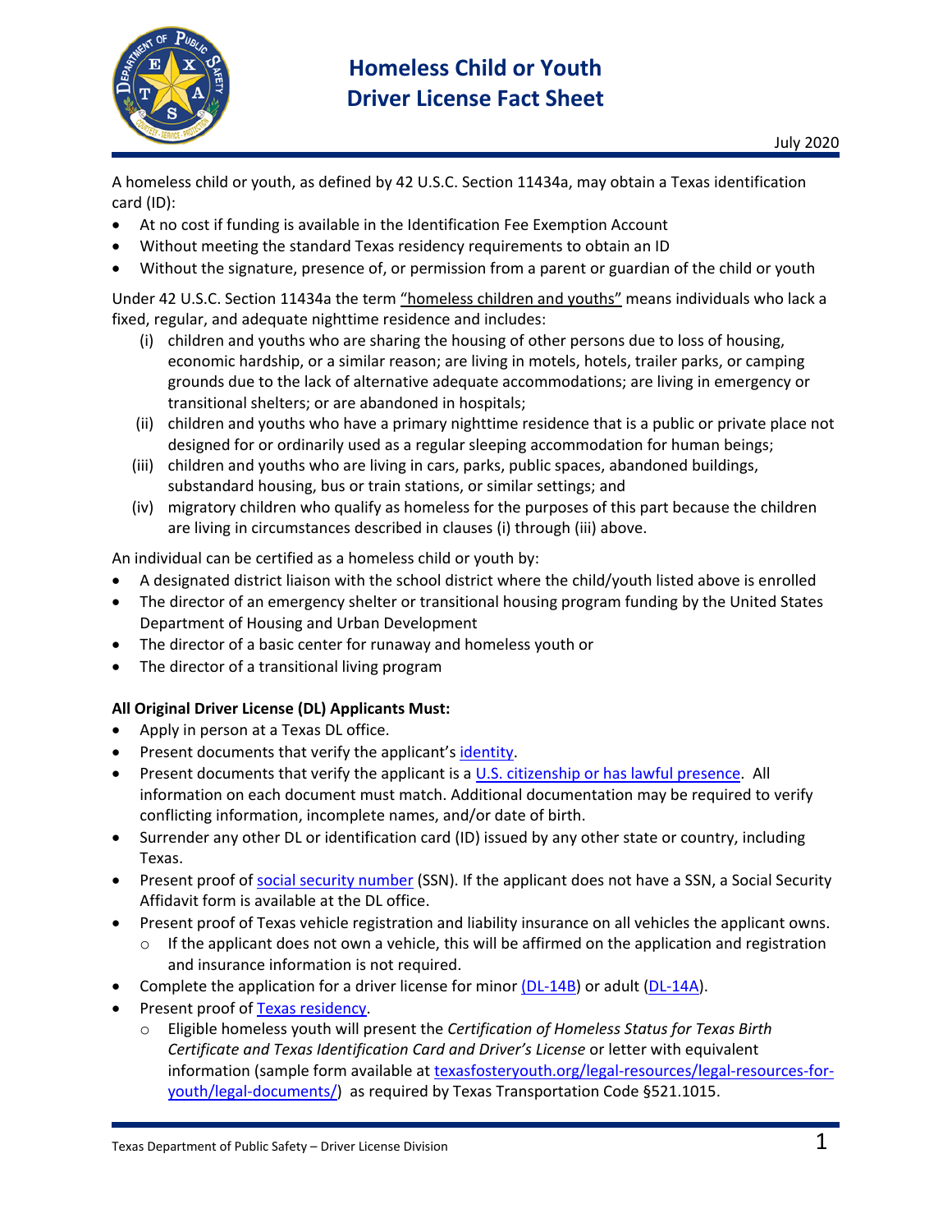# Homeless Child or Youth Driver License Fact Sheet

July 2020

A homeless child or youth, as defined by 42 U.S.C. Section 11434a, may obtain a Texas identification card (ID):

- At no cost if funding is available in the Identification Fee Exemption Account
- Without meeting the standard Texas residency requirements to obtain an ID
- Without the signature, presence of, or permission from a parent or guardian of the child or youth

Under 42 U.S.C. Section 11434a the term "homeless children and youths" means individuals who lack a fixed, regular, and adequate nighttime residence and includes:

(i) children and youths who are sharing the housing of other persons due to loss of housing, economic hardship, or a similar reason; are living in motels, hotels, trailer parks, or camping grounds due to the lack of alternative adequate accommodations; are living in emergency or transitional shelters; or are abandoned in hospitals;

(ii) children and youths who have a primary nighttime residence that is a public or private place not designed for or ordinarily used as a regular sleeping accommodation for human beings;

(iii) children and youths who are living in cars, parks, public spaces, abandoned buildings, substandard housing, bus or train stations, or similar settings; and

(iv) migratory children who qualify as homeless for the purposes of this part because the children are living in circumstances described in clauses (i) through (iii) above.

An individual can be certified as a homeless child or youth by:

- A designated district liaison with the school district where the child/youth listed above is enrolled
- The director of an emergency shelter or transitional housing program funding by the United States Department of Housing and Urban Development
- The director of a basic center for runaway and homeless youth or
- The director of a transitional living program

**All Original Driver License (DL) Applicants Must:**

- Apply in person at a Texas DL office.
- Present documents that verify the applicant's identity.
- Present documents that verify the applicant is a U.S. citizenship or has lawful presence. All information on each document must match. Additional documentation may be required to verify conflicting information, incomplete names, and/or date of birth.
- Surrender any other DL or identification card (ID) issued by any other state or country, including Texas.
- Present proof of social security number (SSN). If the applicant does not have a SSN, a Social Security Affidavit form is available at the DL office.
- Present proof of Texas vehicle registration and liability insurance on all vehicles the applicant owns.
  - If the applicant does not own a vehicle, this will be affirmed on the application and registration and insurance information is not required.
- Complete the application for a driver license for minor (DL-14B) or adult (DL-14A).
- Present proof of Texas residency.
  - Eligible homeless youth will present the *Certification of Homeless Status for Texas Birth Certificate and Texas Identification Card and Driver's License* or letter with equivalent information (sample form available at texasfosteryouth.org/legal-resources/legal-resources-for-youth/legal-documents/) as required by Texas Transportation Code §521.1015.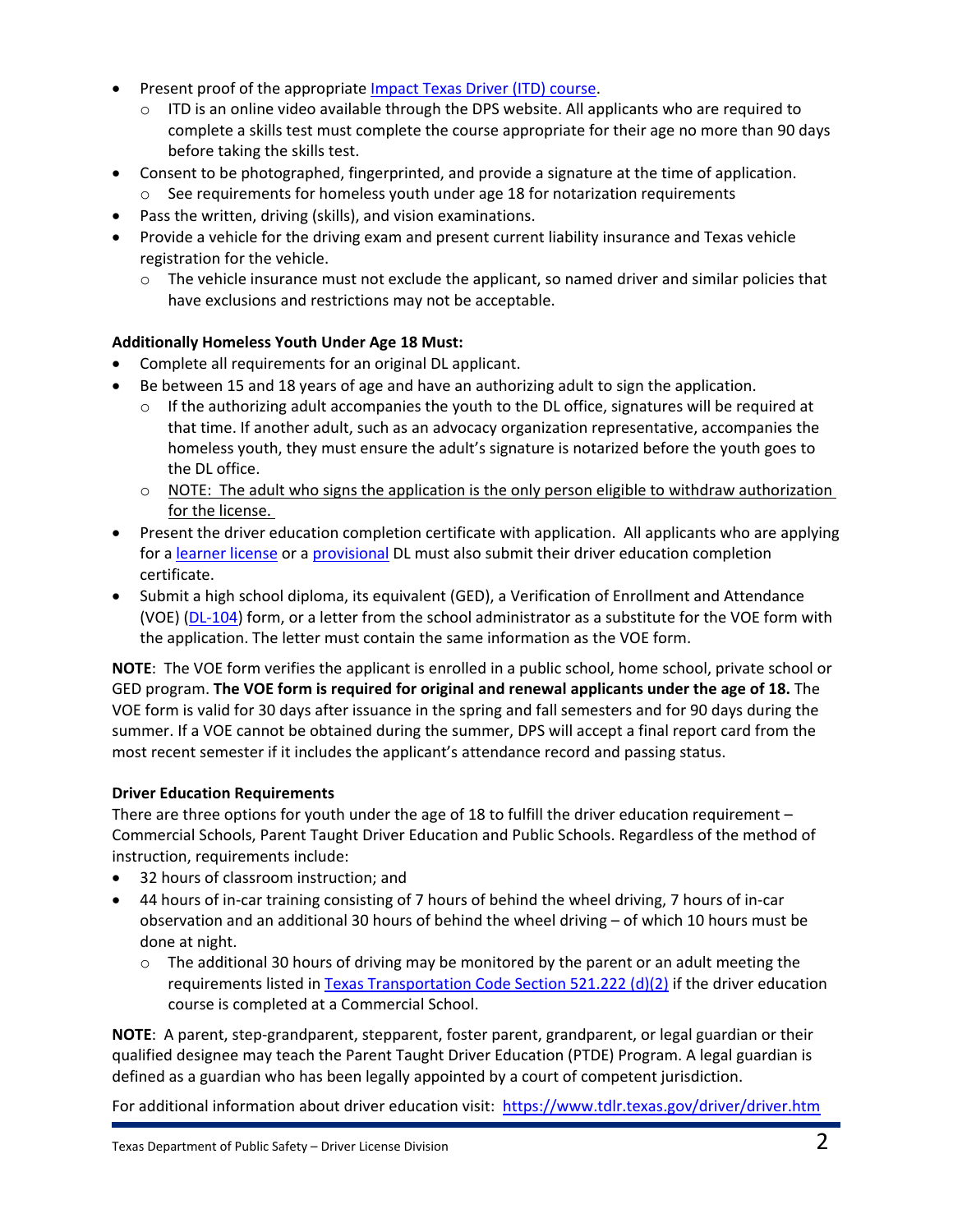- Present proof of the appropriate [Impact Texas Driver (ITD) course](#).
  - ITD is an online video available through the DPS website. All applicants who are required to complete a skills test must complete the course appropriate for their age no more than 90 days before taking the skills test.
- Consent to be photographed, fingerprinted, and provide a signature at the time of application.
  - See requirements for homeless youth under age 18 for notarization requirements
- Pass the written, driving (skills), and vision examinations.
- Provide a vehicle for the driving exam and present current liability insurance and Texas vehicle registration for the vehicle.
  - The vehicle insurance must not exclude the applicant, so named driver and similar policies that have exclusions and restrictions may not be acceptable.

**Additionally Homeless Youth Under Age 18 Must:**

- Complete all requirements for an original DL applicant.
- Be between 15 and 18 years of age and have an authorizing adult to sign the application.
  - If the authorizing adult accompanies the youth to the DL office, signatures will be required at that time. If another adult, such as an advocacy organization representative, accompanies the homeless youth, they must ensure the adult's signature is notarized before the youth goes to the DL office.
  - NOTE: The adult who signs the application is the only person eligible to withdraw authorization for the license.
- Present the driver education completion certificate with application. All applicants who are applying for a [learner license](#) or a [provisional](#) DL must also submit their driver education completion certificate.
- Submit a high school diploma, its equivalent (GED), a Verification of Enrollment and Attendance (VOE) ([DL-104](#)) form, or a letter from the school administrator as a substitute for the VOE form with the application. The letter must contain the same information as the VOE form.

**NOTE**: The VOE form verifies the applicant is enrolled in a public school, home school, private school or GED program. **The VOE form is required for original and renewal applicants under the age of 18.** The VOE form is valid for 30 days after issuance in the spring and fall semesters and for 90 days during the summer. If a VOE cannot be obtained during the summer, DPS will accept a final report card from the most recent semester if it includes the applicant's attendance record and passing status.

**Driver Education Requirements**

There are three options for youth under the age of 18 to fulfill the driver education requirement – Commercial Schools, Parent Taught Driver Education and Public Schools. Regardless of the method of instruction, requirements include:

- 32 hours of classroom instruction; and
- 44 hours of in-car training consisting of 7 hours of behind the wheel driving, 7 hours of in-car observation and an additional 30 hours of behind the wheel driving – of which 10 hours must be done at night.
  - The additional 30 hours of driving may be monitored by the parent or an adult meeting the requirements listed in [Texas Transportation Code Section 521.222 (d)(2)](#) if the driver education course is completed at a Commercial School.

**NOTE**: A parent, step-grandparent, stepparent, foster parent, grandparent, or legal guardian or their qualified designee may teach the Parent Taught Driver Education (PTDE) Program. A legal guardian is defined as a guardian who has been legally appointed by a court of competent jurisdiction.

For additional information about driver education visit: https://www.tdlr.texas.gov/driver/driver.htm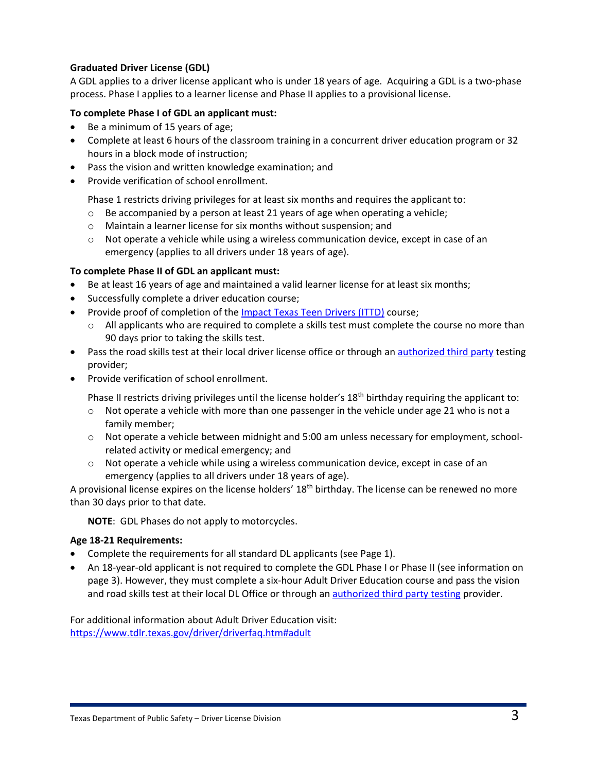**Graduated Driver License (GDL)**

A GDL applies to a driver license applicant who is under 18 years of age. Acquiring a GDL is a two-phase process. Phase I applies to a learner license and Phase II applies to a provisional license.

**To complete Phase I of GDL an applicant must:**

- Be a minimum of 15 years of age;
- Complete at least 6 hours of the classroom training in a concurrent driver education program or 32 hours in a block mode of instruction;
- Pass the vision and written knowledge examination; and
- Provide verification of school enrollment.

  Phase 1 restricts driving privileges for at least six months and requires the applicant to:
  - Be accompanied by a person at least 21 years of age when operating a vehicle;
  - Maintain a learner license for six months without suspension; and
  - Not operate a vehicle while using a wireless communication device, except in case of an emergency (applies to all drivers under 18 years of age).

**To complete Phase II of GDL an applicant must:**

- Be at least 16 years of age and maintained a valid learner license for at least six months;
- Successfully complete a driver education course;
- Provide proof of completion of the Impact Texas Teen Drivers (ITTD) course;
  - All applicants who are required to complete a skills test must complete the course no more than 90 days prior to taking the skills test.
- Pass the road skills test at their local driver license office or through an authorized third party testing provider;
- Provide verification of school enrollment.

  Phase II restricts driving privileges until the license holder's 18th birthday requiring the applicant to:
  - Not operate a vehicle with more than one passenger in the vehicle under age 21 who is not a family member;
  - Not operate a vehicle between midnight and 5:00 am unless necessary for employment, school-related activity or medical emergency; and
  - Not operate a vehicle while using a wireless communication device, except in case of an emergency (applies to all drivers under 18 years of age).

A provisional license expires on the license holders' 18th birthday. The license can be renewed no more than 30 days prior to that date.

**NOTE**: GDL Phases do not apply to motorcycles.

**Age 18-21 Requirements:**

- Complete the requirements for all standard DL applicants (see Page 1).
- An 18-year-old applicant is not required to complete the GDL Phase I or Phase II (see information on page 3). However, they must complete a six-hour Adult Driver Education course and pass the vision and road skills test at their local DL Office or through an authorized third party testing provider.

For additional information about Adult Driver Education visit:
https://www.tdlr.texas.gov/driver/driverfaq.htm#adult